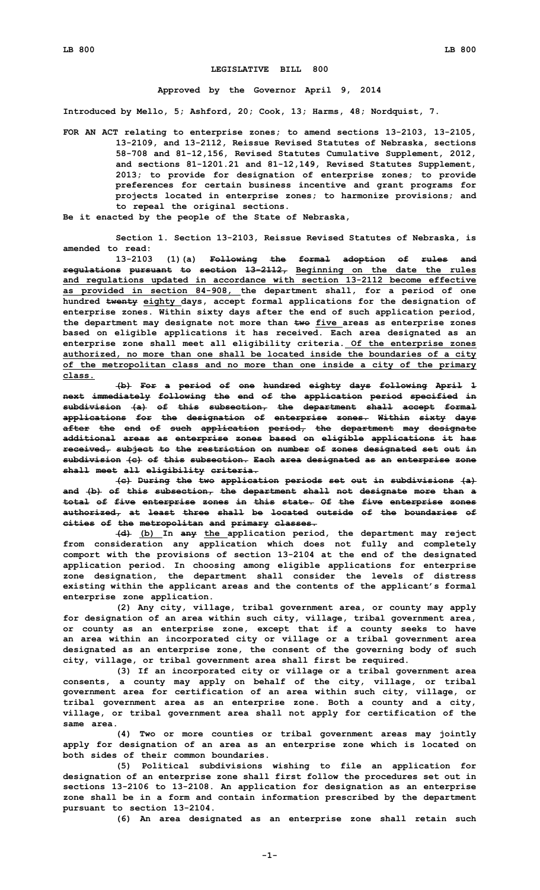# LEGISLATIVE BILL 800

**Approved by the Governor April 9, 2014**

**Introduced by Mello, 5; Ashford, 20; Cook, 13; Harms, 48; Nordquist, 7.**

**FOR AN ACT relating to enterprise zones; to amend sections 13-2103, 13-2105, 13-2109, and 13-2112, Reissue Revised Statutes of Nebraska, sections 58-708 and 81-12,156, Revised Statutes Cumulative Supplement, 2012, and sections 81-1201.21 and 81-12,149, Revised Statutes Supplement, 2013; to provide for designation of enterprise zones; to provide preferences for certain business incentive and grant programs for projects located in enterprise zones; to harmonize provisions; and to repeal the original sections.**

**Be it enacted by the people of the State of Nebraska,**

**Section 1. Section 13-2103, Reissue Revised Statutes of Nebraska, is amended to read:**

**13-2103 (1)(a) ~~Following the formal adoption of rules and regulations pursuant to section 13-2112,~~ Beginning on the date the rules and regulations updated in accordance with section 13-2112 become effective as provided in section 84-908, the department shall, for a period of one hundred ~~twenty~~ eighty days, accept formal applications for the designation of enterprise zones. Within sixty days after the end of such application period, the department may designate not more than ~~two~~ five areas as enterprise zones based on eligible applications it has received. Each area designated as an enterprise zone shall meet all eligibility criteria. Of the enterprise zones authorized, no more than one shall be located inside the boundaries of a city of the metropolitan class and no more than one inside a city of the primary class.**

**~~(b) For a period of one hundred eighty days following April 1 next immediately following the end of the application period specified in subdivision (a) of this subsection, the department shall accept formal applications for the designation of enterprise zones. Within sixty days after the end of such application period, the department may designate additional areas as enterprise zones based on eligible applications it has received, subject to the restriction on number of zones designated set out in subdivision (c) of this subsection. Each area designated as an enterprise zone shall meet all eligibility criteria.~~**

**~~(c) During the two application periods set out in subdivisions (a) and (b) of this subsection, the department shall not designate more than a total of five enterprise zones in this state. Of the five enterprise zones authorized, at least three shall be located outside of the boundaries of cities of the metropolitan and primary classes.~~**

**~~(d)~~ (b) In ~~any~~ the application period, the department may reject from consideration any application which does not fully and completely comport with the provisions of section 13-2104 at the end of the designated application period. In choosing among eligible applications for enterprise zone designation, the department shall consider the levels of distress existing within the applicant areas and the contents of the applicant's formal enterprise zone application.**

**(2) Any city, village, tribal government area, or county may apply for designation of an area within such city, village, tribal government area, or county as an enterprise zone, except that if a county seeks to have an area within an incorporated city or village or a tribal government area designated as an enterprise zone, the consent of the governing body of such city, village, or tribal government area shall first be required.**

**(3) If an incorporated city or village or a tribal government area consents, a county may apply on behalf of the city, village, or tribal government area for certification of an area within such city, village, or tribal government area as an enterprise zone. Both a county and a city, village, or tribal government area shall not apply for certification of the same area.**

**(4) Two or more counties or tribal government areas may jointly apply for designation of an area as an enterprise zone which is located on both sides of their common boundaries.**

**(5) Political subdivisions wishing to file an application for designation of an enterprise zone shall first follow the procedures set out in sections 13-2106 to 13-2108. An application for designation as an enterprise zone shall be in a form and contain information prescribed by the department pursuant to section 13-2104.**

**(6) An area designated as an enterprise zone shall retain such**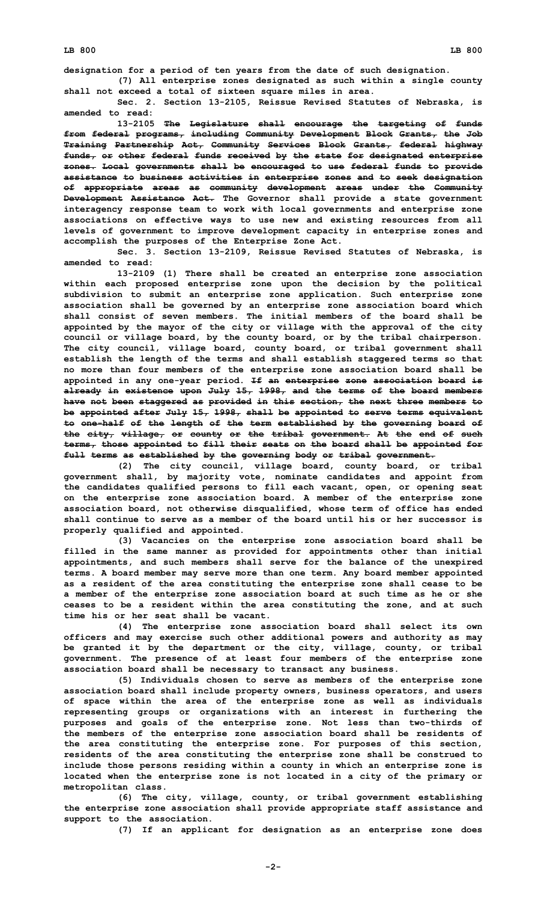designation for a period of ten years from the date of such designation.

(7) All enterprise zones designated as such within a single county shall not exceed a total of sixteen square miles in area.

Sec. 2. Section 13-2105, Reissue Revised Statutes of Nebraska, is amended to read:

13-2105 ~~The Legislature shall encourage the targeting of funds from federal programs, including Community Development Block Grants, the Job Training Partnership Act, Community Services Block Grants, federal highway funds, or other federal funds received by the state for designated enterprise zones. Local governments shall be encouraged to use federal funds to provide assistance to business activities in enterprise zones and to seek designation of appropriate areas as community development areas under the Community Development Assistance Act.~~ The Governor shall provide a state government interagency response team to work with local governments and enterprise zone associations on effective ways to use new and existing resources from all levels of government to improve development capacity in enterprise zones and accomplish the purposes of the Enterprise Zone Act.

Sec. 3. Section 13-2109, Reissue Revised Statutes of Nebraska, is amended to read:

13-2109 (1) There shall be created an enterprise zone association within each proposed enterprise zone upon the decision by the political subdivision to submit an enterprise zone application. Such enterprise zone association shall be governed by an enterprise zone association board which shall consist of seven members. The initial members of the board shall be appointed by the mayor of the city or village with the approval of the city council or village board, by the county board, or by the tribal chairperson. The city council, village board, county board, or tribal government shall establish the length of the terms and shall establish staggered terms so that no more than four members of the enterprise zone association board shall be appointed in any one-year period. ~~If an enterprise zone association board is already in existence upon July 15, 1998, and the terms of the board members have not been staggered as provided in this section, the next three members to be appointed after July 15, 1998, shall be appointed to serve terms equivalent to one-half of the length of the term established by the governing board of the city, village, or county or the tribal government. At the end of such terms, those appointed to fill their seats on the board shall be appointed for full terms as established by the governing body or tribal government.~~

(2) The city council, village board, county board, or tribal government shall, by majority vote, nominate candidates and appoint from the candidates qualified persons to fill each vacant, open, or opening seat on the enterprise zone association board. A member of the enterprise zone association board, not otherwise disqualified, whose term of office has ended shall continue to serve as a member of the board until his or her successor is properly qualified and appointed.

(3) Vacancies on the enterprise zone association board shall be filled in the same manner as provided for appointments other than initial appointments, and such members shall serve for the balance of the unexpired terms. A board member may serve more than one term. Any board member appointed as a resident of the area constituting the enterprise zone shall cease to be a member of the enterprise zone association board at such time as he or she ceases to be a resident within the area constituting the zone, and at such time his or her seat shall be vacant.

(4) The enterprise zone association board shall select its own officers and may exercise such other additional powers and authority as may be granted it by the department or the city, village, county, or tribal government. The presence of at least four members of the enterprise zone association board shall be necessary to transact any business.

(5) Individuals chosen to serve as members of the enterprise zone association board shall include property owners, business operators, and users of space within the area of the enterprise zone as well as individuals representing groups or organizations with an interest in furthering the purposes and goals of the enterprise zone. Not less than two-thirds of the members of the enterprise zone association board shall be residents of the area constituting the enterprise zone. For purposes of this section, residents of the area constituting the enterprise zone shall be construed to include those persons residing within a county in which an enterprise zone is located when the enterprise zone is not located in a city of the primary or metropolitan class.

(6) The city, village, county, or tribal government establishing the enterprise zone association shall provide appropriate staff assistance and support to the association.

(7) If an applicant for designation as an enterprise zone does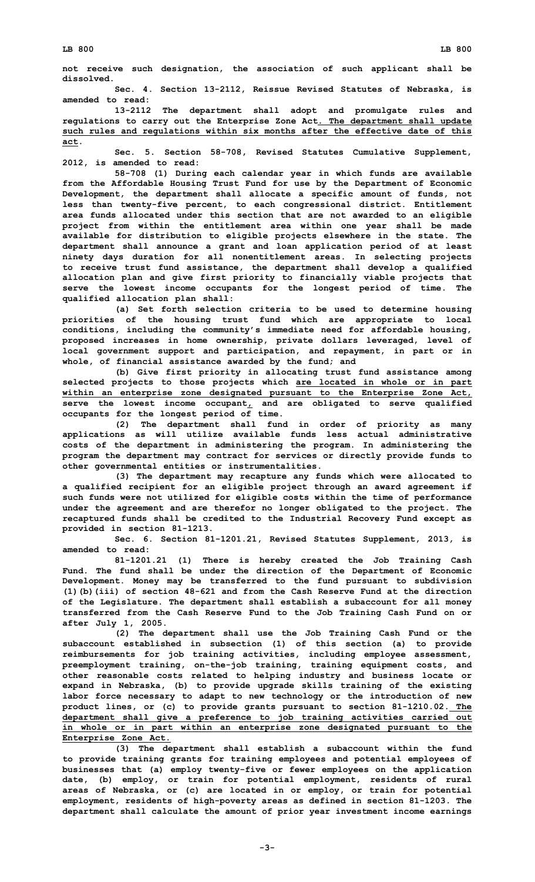**not receive such designation, the association of such applicant shall be dissolved.**

**Sec. 4. Section 13-2112, Reissue Revised Statutes of Nebraska, is amended to read:**

**13-2112 The department shall adopt and promulgate rules and regulations to carry out the Enterprise Zone Act. The department shall update such rules and regulations within six months after the effective date of this act.**

**Sec. 5. Section 58-708, Revised Statutes Cumulative Supplement, 2012, is amended to read:**

**58-708 (1) During each calendar year in which funds are available from the Affordable Housing Trust Fund for use by the Department of Economic Development, the department shall allocate a specific amount of funds, not less than twenty-five percent, to each congressional district. Entitlement area funds allocated under this section that are not awarded to an eligible project from within the entitlement area within one year shall be made available for distribution to eligible projects elsewhere in the state. The department shall announce a grant and loan application period of at least ninety days duration for all nonentitlement areas. In selecting projects to receive trust fund assistance, the department shall develop a qualified allocation plan and give first priority to financially viable projects that serve the lowest income occupants for the longest period of time. The qualified allocation plan shall:**

**(a) Set forth selection criteria to be used to determine housing priorities of the housing trust fund which are appropriate to local conditions, including the community's immediate need for affordable housing, proposed increases in home ownership, private dollars leveraged, level of local government support and participation, and repayment, in part or in whole, of financial assistance awarded by the fund; and**

**(b) Give first priority in allocating trust fund assistance among selected projects to those projects which are located in whole or in part within an enterprise zone designated pursuant to the Enterprise Zone Act, serve the lowest income occupant, and are obligated to serve qualified occupants for the longest period of time.**

**(2) The department shall fund in order of priority as many applications as will utilize available funds less actual administrative costs of the department in administering the program. In administering the program the department may contract for services or directly provide funds to other governmental entities or instrumentalities.**

**(3) The department may recapture any funds which were allocated to a qualified recipient for an eligible project through an award agreement if such funds were not utilized for eligible costs within the time of performance under the agreement and are therefor no longer obligated to the project. The recaptured funds shall be credited to the Industrial Recovery Fund except as provided in section 81-1213.**

**Sec. 6. Section 81-1201.21, Revised Statutes Supplement, 2013, is amended to read:**

**81-1201.21 (1) There is hereby created the Job Training Cash Fund. The fund shall be under the direction of the Department of Economic Development. Money may be transferred to the fund pursuant to subdivision (1)(b)(iii) of section 48-621 and from the Cash Reserve Fund at the direction of the Legislature. The department shall establish a subaccount for all money transferred from the Cash Reserve Fund to the Job Training Cash Fund on or after July 1, 2005.**

**(2) The department shall use the Job Training Cash Fund or the subaccount established in subsection (1) of this section (a) to provide reimbursements for job training activities, including employee assessment, preemployment training, on-the-job training, training equipment costs, and other reasonable costs related to helping industry and business locate or expand in Nebraska, (b) to provide upgrade skills training of the existing labor force necessary to adapt to new technology or the introduction of new product lines, or (c) to provide grants pursuant to section 81-1210.02. The department shall give a preference to job training activities carried out in whole or in part within an enterprise zone designated pursuant to the Enterprise Zone Act.**

**(3) The department shall establish a subaccount within the fund to provide training grants for training employees and potential employees of businesses that (a) employ twenty-five or fewer employees on the application date, (b) employ, or train for potential employment, residents of rural areas of Nebraska, or (c) are located in or employ, or train for potential employment, residents of high-poverty areas as defined in section 81-1203. The department shall calculate the amount of prior year investment income earnings**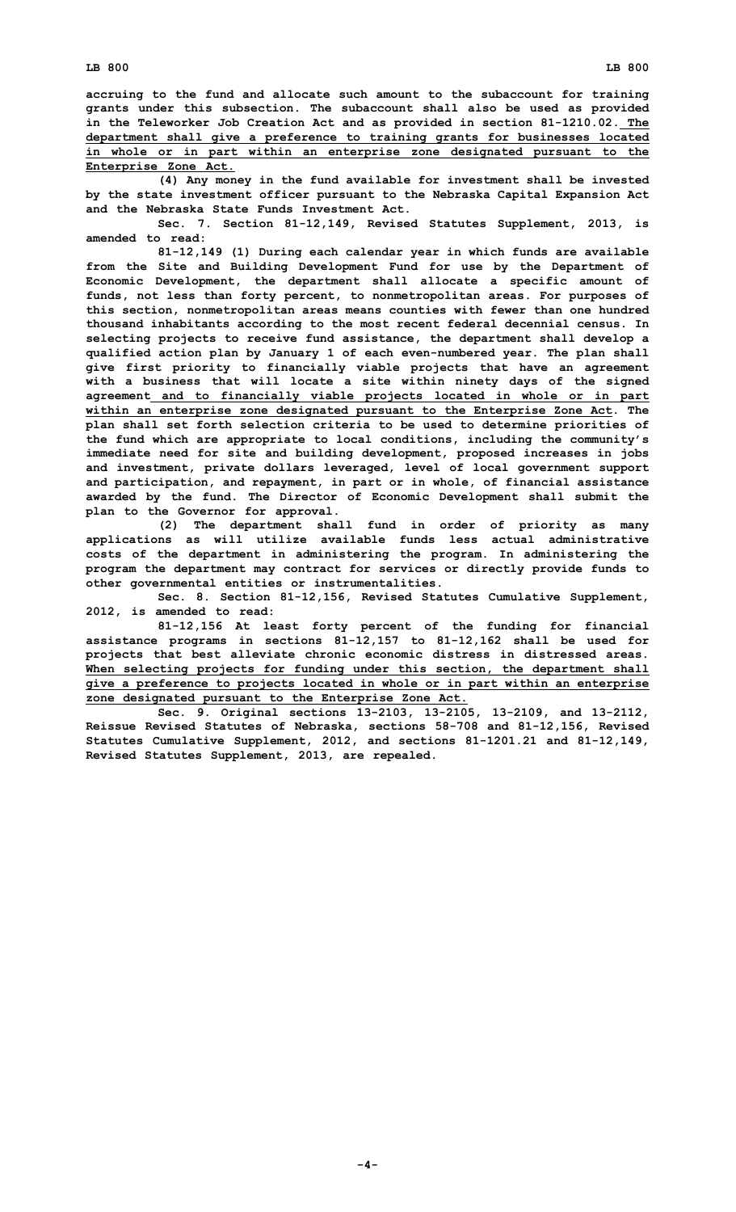accruing to the fund and allocate such amount to the subaccount for training grants under this subsection. The subaccount shall also be used as provided in the Teleworker Job Creation Act and as provided in section 81-1210.02. The department shall give a preference to training grants for businesses located in whole or in part within an enterprise zone designated pursuant to the Enterprise Zone Act.

(4) Any money in the fund available for investment shall be invested by the state investment officer pursuant to the Nebraska Capital Expansion Act and the Nebraska State Funds Investment Act.

Sec. 7. Section 81-12,149, Revised Statutes Supplement, 2013, is amended to read:

81-12,149 (1) During each calendar year in which funds are available from the Site and Building Development Fund for use by the Department of Economic Development, the department shall allocate a specific amount of funds, not less than forty percent, to nonmetropolitan areas. For purposes of this section, nonmetropolitan areas means counties with fewer than one hundred thousand inhabitants according to the most recent federal decennial census. In selecting projects to receive fund assistance, the department shall develop a qualified action plan by January 1 of each even-numbered year. The plan shall give first priority to financially viable projects that have an agreement with a business that will locate a site within ninety days of the signed agreement and to financially viable projects located in whole or in part within an enterprise zone designated pursuant to the Enterprise Zone Act. The plan shall set forth selection criteria to be used to determine priorities of the fund which are appropriate to local conditions, including the community's immediate need for site and building development, proposed increases in jobs and investment, private dollars leveraged, level of local government support and participation, and repayment, in part or in whole, of financial assistance awarded by the fund. The Director of Economic Development shall submit the plan to the Governor for approval.

(2) The department shall fund in order of priority as many applications as will utilize available funds less actual administrative costs of the department in administering the program. In administering the program the department may contract for services or directly provide funds to other governmental entities or instrumentalities.

Sec. 8. Section 81-12,156, Revised Statutes Cumulative Supplement, 2012, is amended to read:

81-12,156 At least forty percent of the funding for financial assistance programs in sections 81-12,157 to 81-12,162 shall be used for projects that best alleviate chronic economic distress in distressed areas. When selecting projects for funding under this section, the department shall give a preference to projects located in whole or in part within an enterprise zone designated pursuant to the Enterprise Zone Act.

Sec. 9. Original sections 13-2103, 13-2105, 13-2109, and 13-2112, Reissue Revised Statutes of Nebraska, sections 58-708 and 81-12,156, Revised Statutes Cumulative Supplement, 2012, and sections 81-1201.21 and 81-12,149, Revised Statutes Supplement, 2013, are repealed.